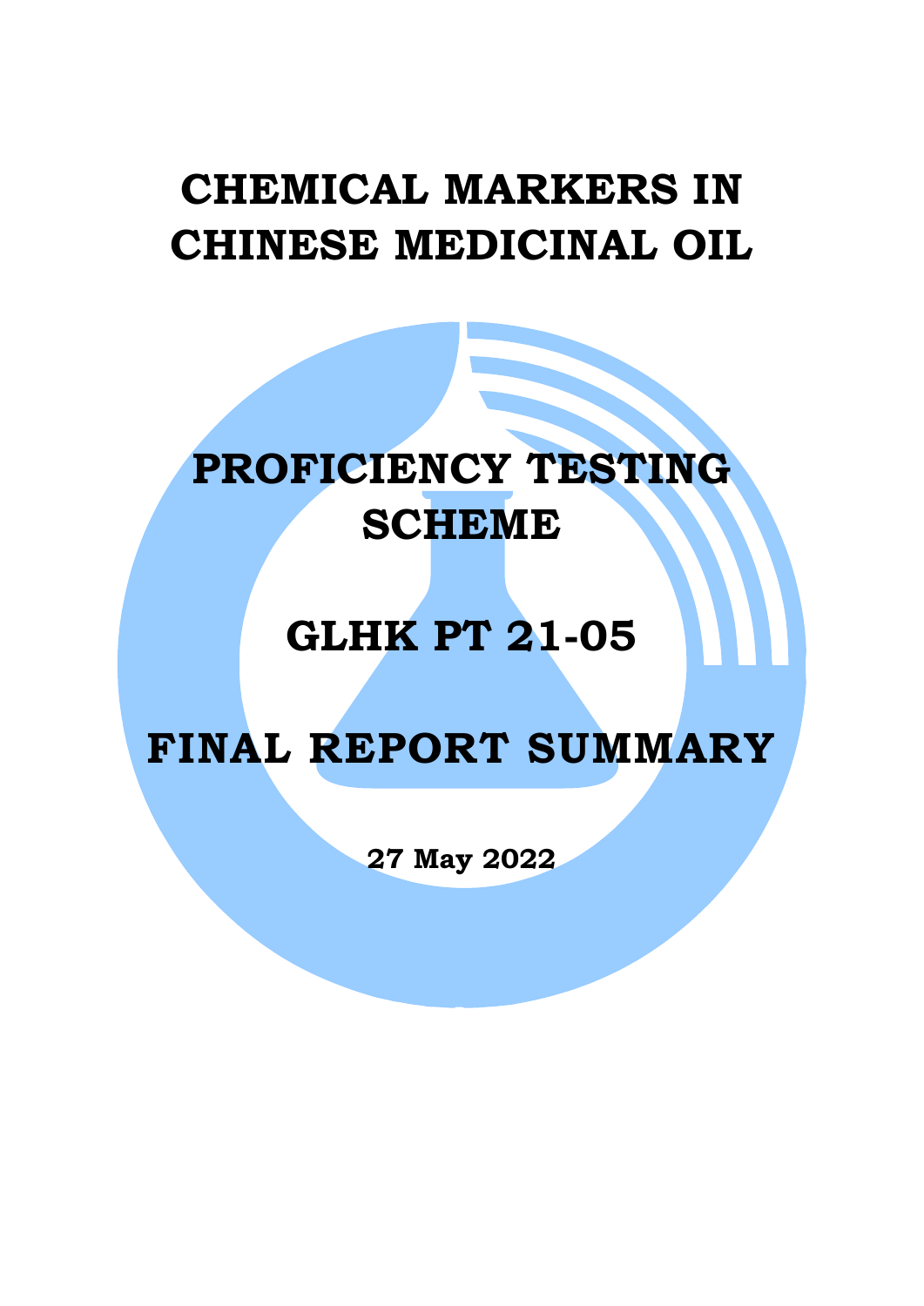# CHEMICAL MARKERS IN CHINESE MEDICINAL OIL

# PROFICIENCY TESTING SCHEME

# GLHK PT 21-05

# FINAL REPORT SUMMARY

**27 May 2022**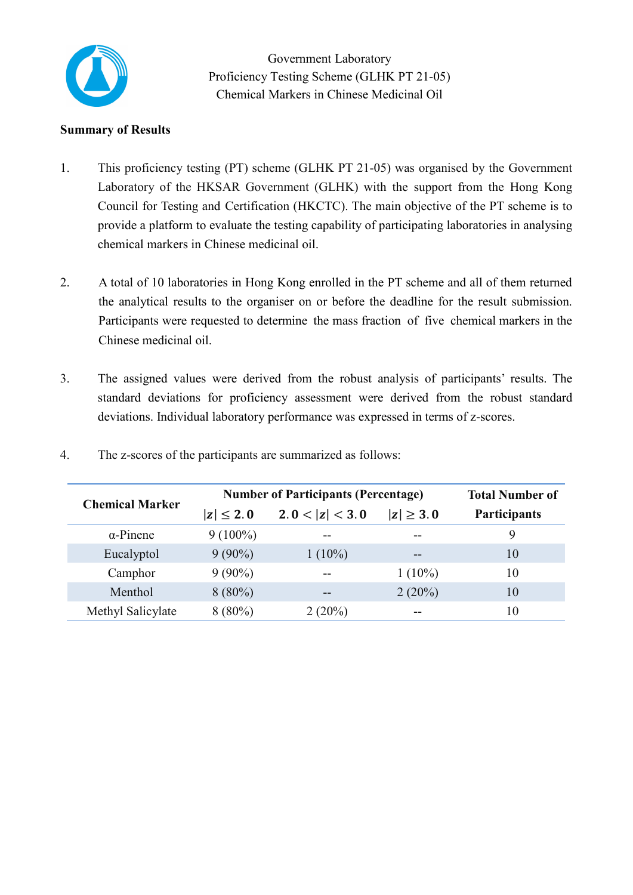Government Laboratory
Proficiency Testing Scheme (GLHK PT 21-05)
Chemical Markers in Chinese Medicinal Oil

**Summary of Results**

1. This proficiency testing (PT) scheme (GLHK PT 21-05) was organised by the Government Laboratory of the HKSAR Government (GLHK) with the support from the Hong Kong Council for Testing and Certification (HKCTC). The main objective of the PT scheme is to provide a platform to evaluate the testing capability of participating laboratories in analysing chemical markers in Chinese medicinal oil.

2. A total of 10 laboratories in Hong Kong enrolled in the PT scheme and all of them returned the analytical results to the organiser on or before the deadline for the result submission. Participants were requested to determine the mass fraction of five chemical markers in the Chinese medicinal oil.

3. The assigned values were derived from the robust analysis of participants' results. The standard deviations for proficiency assessment were derived from the robust standard deviations. Individual laboratory performance was expressed in terms of z-scores.

4. The z-scores of the participants are summarized as follows:

| **Chemical Marker** | **Number of Participants (Percentage)** | | | **Total Number of Participants** |
|---|---|---|---|---|
| | $\lvert z \rvert \leq 2.0$ | $2.0 < \lvert z \rvert < 3.0$ | $\lvert z \rvert \geq 3.0$ | |
| α-Pinene | 9 (100%) | -- | -- | 9 |
| Eucalyptol | 9 (90%) | 1 (10%) | -- | 10 |
| Camphor | 9 (90%) | -- | 1 (10%) | 10 |
| Menthol | 8 (80%) | -- | 2 (20%) | 10 |
| Methyl Salicylate | 8 (80%) | 2 (20%) | -- | 10 |